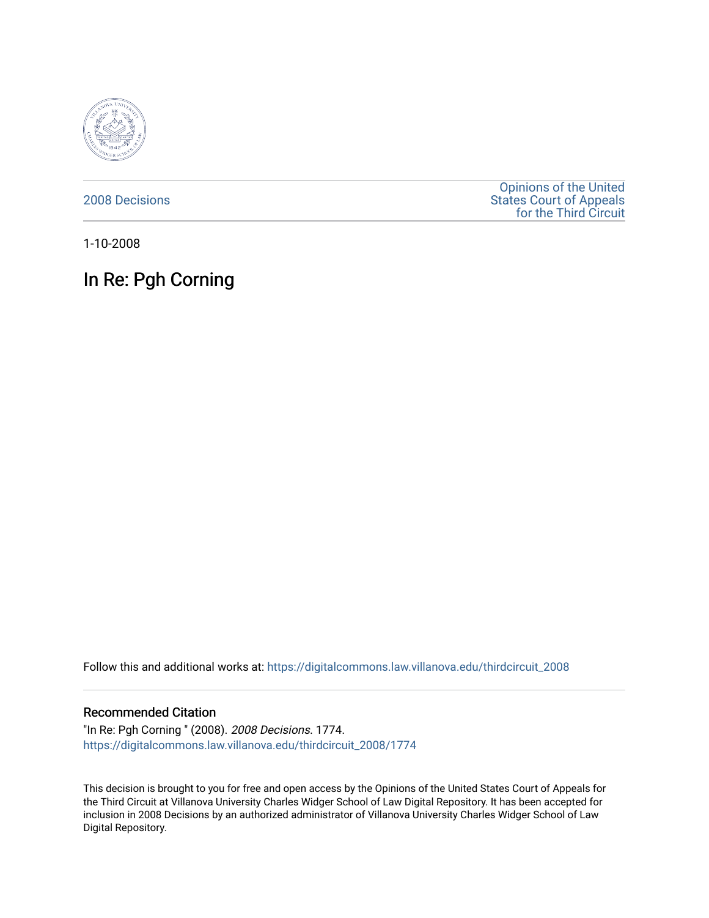2008 Decisions

Opinions of the United States Court of Appeals for the Third Circuit

1-10-2008

# In Re: Pgh Corning

Follow this and additional works at: https://digitalcommons.law.villanova.edu/thirdcircuit_2008

## Recommended Citation

"In Re: Pgh Corning " (2008). *2008 Decisions*. 1774.
https://digitalcommons.law.villanova.edu/thirdcircuit_2008/1774

This decision is brought to you for free and open access by the Opinions of the United States Court of Appeals for the Third Circuit at Villanova University Charles Widger School of Law Digital Repository. It has been accepted for inclusion in 2008 Decisions by an authorized administrator of Villanova University Charles Widger School of Law Digital Repository.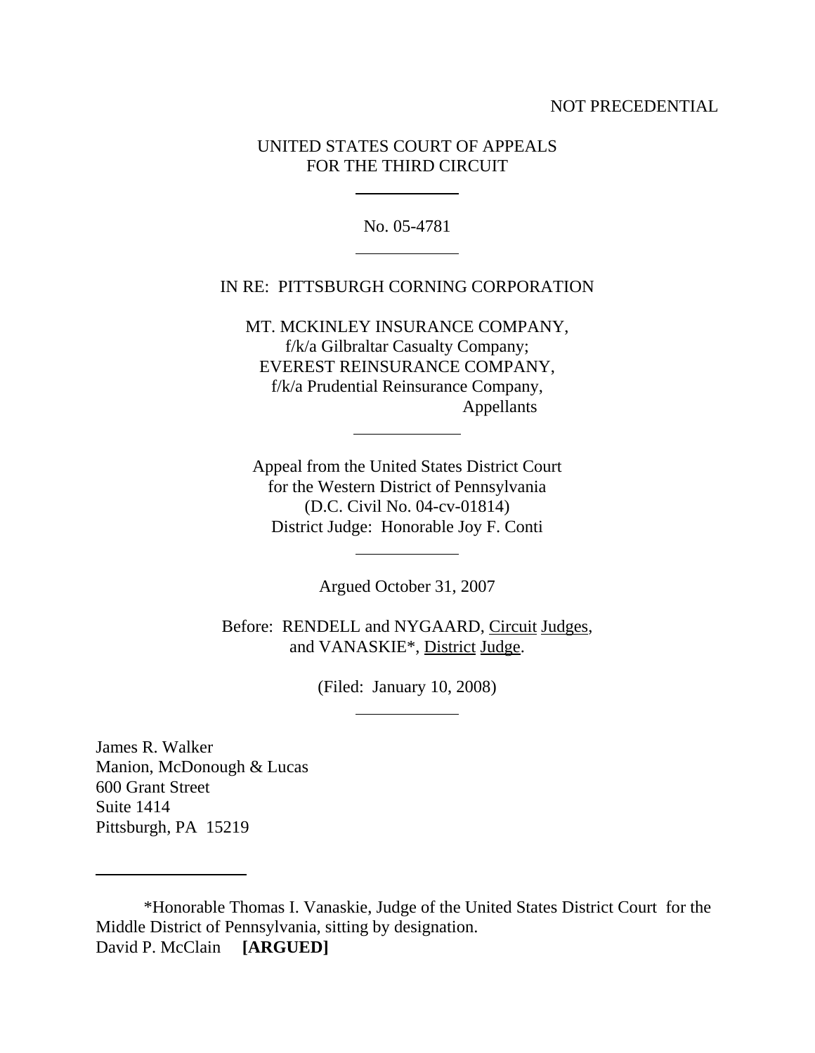NOT PRECEDENTIAL

UNITED STATES COURT OF APPEALS
FOR THE THIRD CIRCUIT

No. 05-4781

IN RE: PITTSBURGH CORNING CORPORATION

MT. MCKINLEY INSURANCE COMPANY,
f/k/a Gilbraltar Casualty Company;
EVEREST REINSURANCE COMPANY,
f/k/a Prudential Reinsurance Company,
Appellants

Appeal from the United States District Court
for the Western District of Pennsylvania
(D.C. Civil No. 04-cv-01814)
District Judge: Honorable Joy F. Conti

Argued October 31, 2007

Before: RENDELL and NYGAARD, Circuit Judges,
and VANASKIE*, District Judge.

(Filed: January 10, 2008)

James R. Walker
Manion, McDonough & Lucas
600 Grant Street
Suite 1414
Pittsburgh, PA 15219

*Honorable Thomas I. Vanaskie, Judge of the United States District Court for the Middle District of Pennsylvania, sitting by designation.

David P. McClain **[ARGUED]**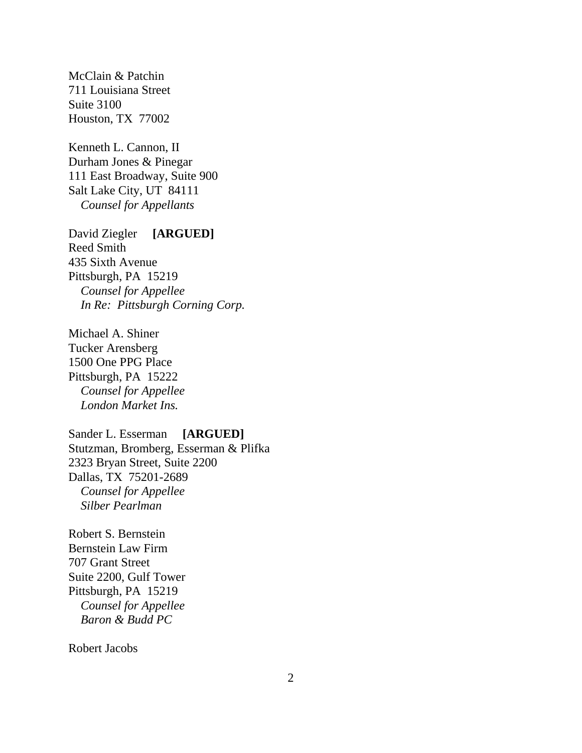McClain & Patchin
711 Louisiana Street
Suite 3100
Houston, TX  77002

Kenneth L. Cannon, II
Durham Jones & Pinegar
111 East Broadway, Suite 900
Salt Lake City, UT  84111
   *Counsel for Appellants*

David Ziegler    **[ARGUED]**
Reed Smith
435 Sixth Avenue
Pittsburgh, PA  15219
   *Counsel for Appellee*
   *In Re:  Pittsburgh Corning Corp.*

Michael A. Shiner
Tucker Arensberg
1500 One PPG Place
Pittsburgh, PA  15222
   *Counsel for Appellee*
   *London Market Ins.*

Sander L. Esserman    **[ARGUED]**
Stutzman, Bromberg, Esserman & Plifka
2323 Bryan Street, Suite 2200
Dallas, TX  75201-2689
   *Counsel for Appellee*
   *Silber Pearlman*

Robert S. Bernstein
Bernstein Law Firm
707 Grant Street
Suite 2200, Gulf Tower
Pittsburgh, PA  15219
   *Counsel for Appellee*
   *Baron & Budd PC*

Robert Jacobs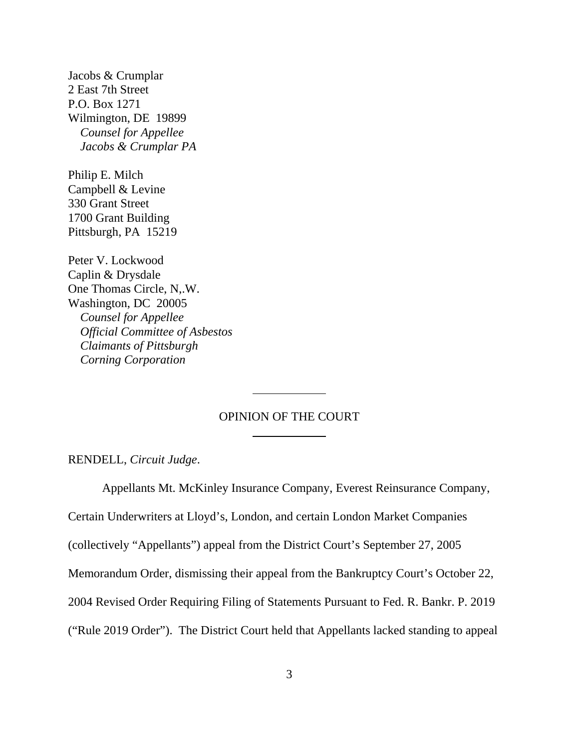Jacobs & Crumplar
2 East 7th Street
P.O. Box 1271
Wilmington, DE 19899
*Counsel for Appellee*
*Jacobs & Crumplar PA*

Philip E. Milch
Campbell & Levine
330 Grant Street
1700 Grant Building
Pittsburgh, PA 15219

Peter V. Lockwood
Caplin & Drysdale
One Thomas Circle, N,.W.
Washington, DC 20005
*Counsel for Appellee*
*Official Committee of Asbestos*
*Claimants of Pittsburgh*
*Corning Corporation*

---

OPINION OF THE COURT

---

RENDELL, *Circuit Judge*.

Appellants Mt. McKinley Insurance Company, Everest Reinsurance Company, Certain Underwriters at Lloyd's, London, and certain London Market Companies (collectively "Appellants") appeal from the District Court's September 27, 2005 Memorandum Order, dismissing their appeal from the Bankruptcy Court's October 22, 2004 Revised Order Requiring Filing of Statements Pursuant to Fed. R. Bankr. P. 2019 ("Rule 2019 Order"). The District Court held that Appellants lacked standing to appeal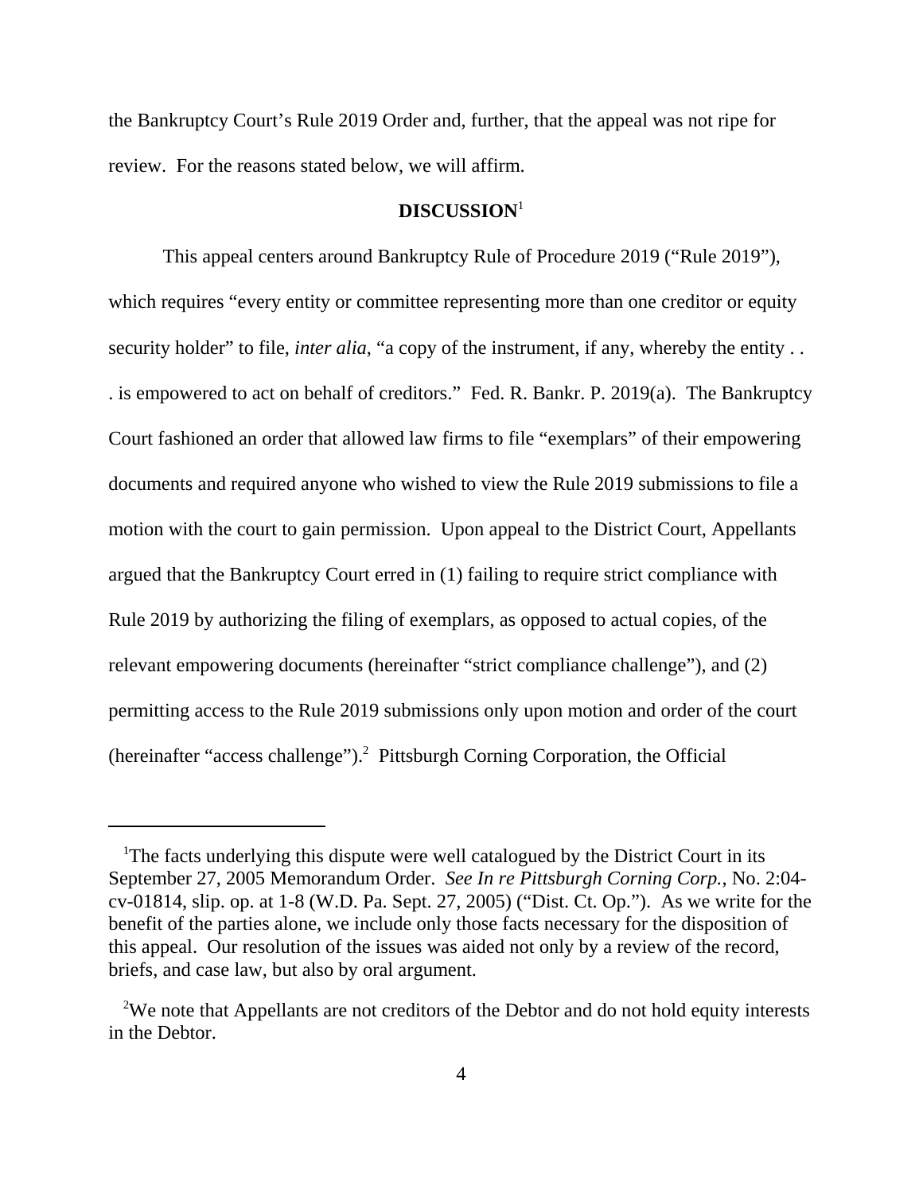the Bankruptcy Court's Rule 2019 Order and, further, that the appeal was not ripe for review. For the reasons stated below, we will affirm.

**DISCUSSION**[1]

This appeal centers around Bankruptcy Rule of Procedure 2019 ("Rule 2019"), which requires "every entity or committee representing more than one creditor or equity security holder" to file, *inter alia*, "a copy of the instrument, if any, whereby the entity . . . is empowered to act on behalf of creditors." Fed. R. Bankr. P. 2019(a). The Bankruptcy Court fashioned an order that allowed law firms to file "exemplars" of their empowering documents and required anyone who wished to view the Rule 2019 submissions to file a motion with the court to gain permission. Upon appeal to the District Court, Appellants argued that the Bankruptcy Court erred in (1) failing to require strict compliance with Rule 2019 by authorizing the filing of exemplars, as opposed to actual copies, of the relevant empowering documents (hereinafter "strict compliance challenge"), and (2) permitting access to the Rule 2019 submissions only upon motion and order of the court (hereinafter "access challenge").[2] Pittsburgh Corning Corporation, the Official

---

[1]The facts underlying this dispute were well catalogued by the District Court in its September 27, 2005 Memorandum Order. *See In re Pittsburgh Corning Corp.*, No. 2:04-cv-01814, slip. op. at 1-8 (W.D. Pa. Sept. 27, 2005) ("Dist. Ct. Op."). As we write for the benefit of the parties alone, we include only those facts necessary for the disposition of this appeal. Our resolution of the issues was aided not only by a review of the record, briefs, and case law, but also by oral argument.

[2]We note that Appellants are not creditors of the Debtor and do not hold equity interests in the Debtor.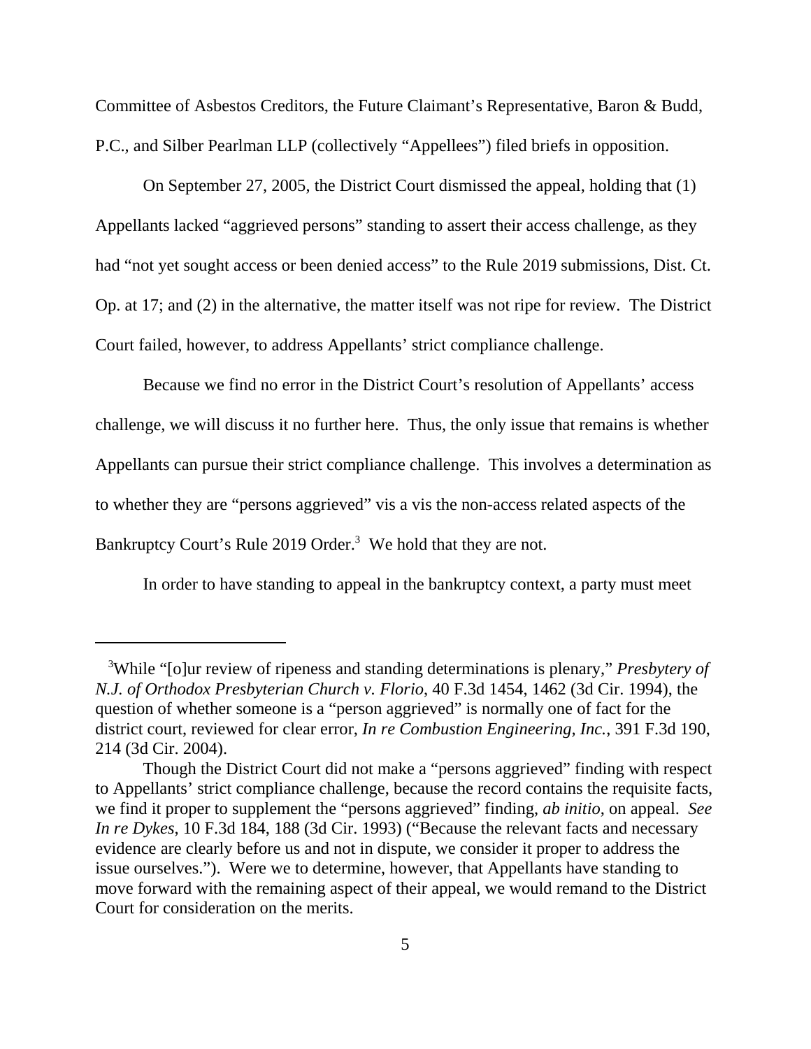Committee of Asbestos Creditors, the Future Claimant's Representative, Baron & Budd, P.C., and Silber Pearlman LLP (collectively "Appellees") filed briefs in opposition.

On September 27, 2005, the District Court dismissed the appeal, holding that (1) Appellants lacked "aggrieved persons" standing to assert their access challenge, as they had "not yet sought access or been denied access" to the Rule 2019 submissions, Dist. Ct. Op. at 17; and (2) in the alternative, the matter itself was not ripe for review. The District Court failed, however, to address Appellants' strict compliance challenge.

Because we find no error in the District Court's resolution of Appellants' access challenge, we will discuss it no further here. Thus, the only issue that remains is whether Appellants can pursue their strict compliance challenge. This involves a determination as to whether they are "persons aggrieved" vis a vis the non-access related aspects of the Bankruptcy Court's Rule 2019 Order.[3] We hold that they are not.

In order to have standing to appeal in the bankruptcy context, a party must meet

---

[3]While "[o]ur review of ripeness and standing determinations is plenary," *Presbytery of N.J. of Orthodox Presbyterian Church v. Florio*, 40 F.3d 1454, 1462 (3d Cir. 1994), the question of whether someone is a "person aggrieved" is normally one of fact for the district court, reviewed for clear error, *In re Combustion Engineering, Inc.*, 391 F.3d 190, 214 (3d Cir. 2004).

Though the District Court did not make a "persons aggrieved" finding with respect to Appellants' strict compliance challenge, because the record contains the requisite facts, we find it proper to supplement the "persons aggrieved" finding, *ab initio*, on appeal. *See In re Dykes*, 10 F.3d 184, 188 (3d Cir. 1993) ("Because the relevant facts and necessary evidence are clearly before us and not in dispute, we consider it proper to address the issue ourselves."). Were we to determine, however, that Appellants have standing to move forward with the remaining aspect of their appeal, we would remand to the District Court for consideration on the merits.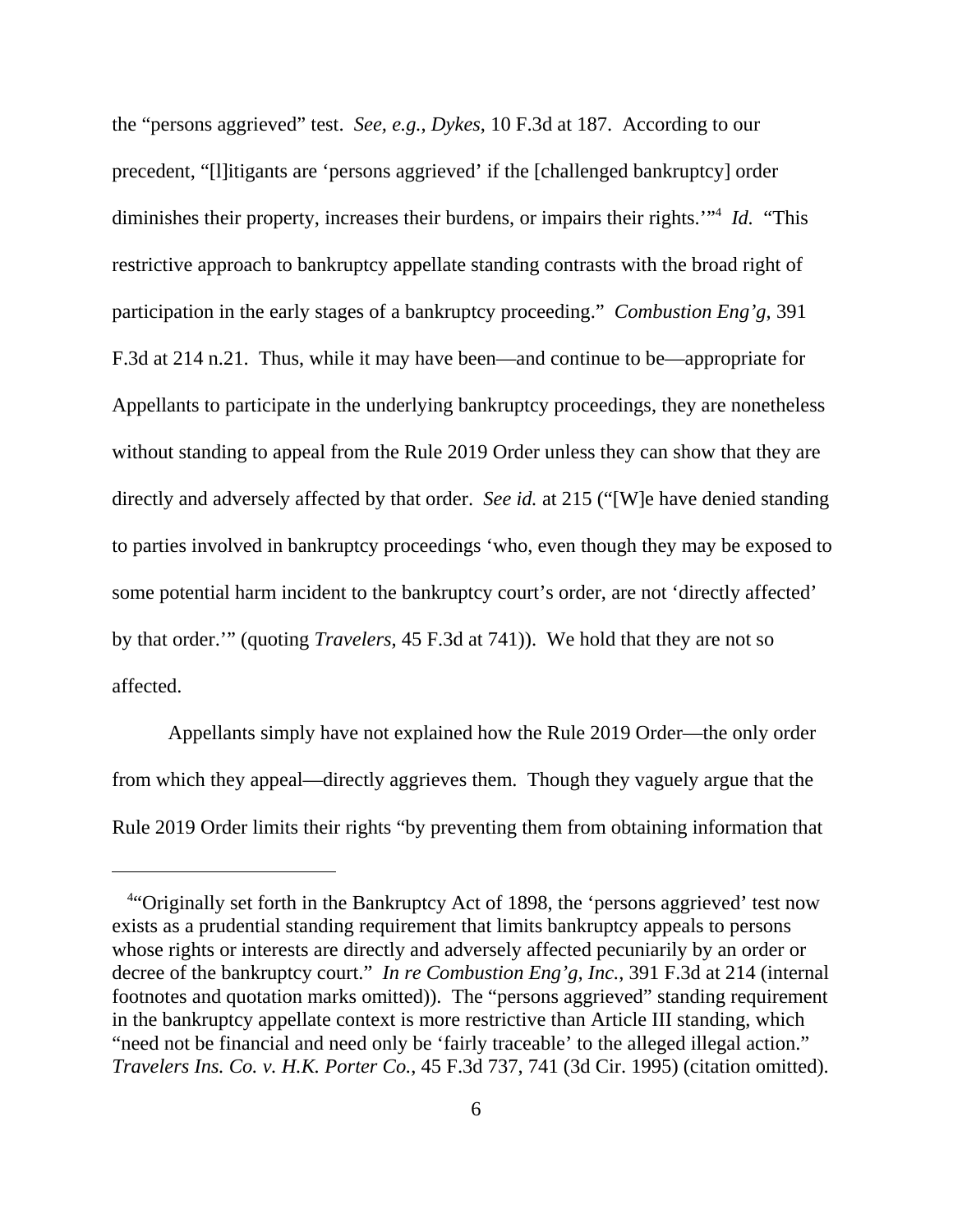the "persons aggrieved" test. *See, e.g.*, *Dykes*, 10 F.3d at 187. According to our precedent, "[l]itigants are 'persons aggrieved' if the [challenged bankruptcy] order diminishes their property, increases their burdens, or impairs their rights.'"[4] *Id.* "This restrictive approach to bankruptcy appellate standing contrasts with the broad right of participation in the early stages of a bankruptcy proceeding." *Combustion Eng'g*, 391 F.3d at 214 n.21. Thus, while it may have been—and continue to be—appropriate for Appellants to participate in the underlying bankruptcy proceedings, they are nonetheless without standing to appeal from the Rule 2019 Order unless they can show that they are directly and adversely affected by that order. *See id.* at 215 ("[W]e have denied standing to parties involved in bankruptcy proceedings 'who, even though they may be exposed to some potential harm incident to the bankruptcy court's order, are not 'directly affected' by that order.'" (quoting *Travelers*, 45 F.3d at 741)). We hold that they are not so affected.

Appellants simply have not explained how the Rule 2019 Order—the only order from which they appeal—directly aggrieves them. Though they vaguely argue that the Rule 2019 Order limits their rights "by preventing them from obtaining information that

---

[4] "Originally set forth in the Bankruptcy Act of 1898, the 'persons aggrieved' test now exists as a prudential standing requirement that limits bankruptcy appeals to persons whose rights or interests are directly and adversely affected pecuniarily by an order or decree of the bankruptcy court." *In re Combustion Eng'g, Inc.*, 391 F.3d at 214 (internal footnotes and quotation marks omitted)). The "persons aggrieved" standing requirement in the bankruptcy appellate context is more restrictive than Article III standing, which "need not be financial and need only be 'fairly traceable' to the alleged illegal action." *Travelers Ins. Co. v. H.K. Porter Co.*, 45 F.3d 737, 741 (3d Cir. 1995) (citation omitted).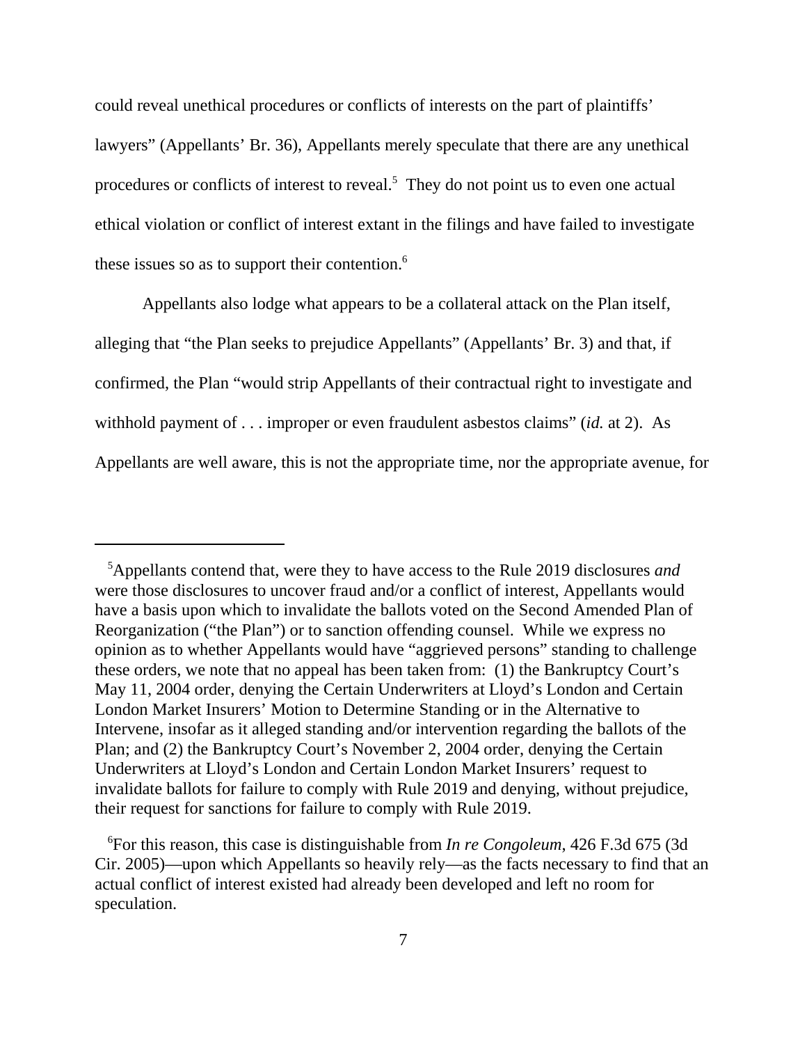could reveal unethical procedures or conflicts of interests on the part of plaintiffs' lawyers" (Appellants' Br. 36), Appellants merely speculate that there are any unethical procedures or conflicts of interest to reveal.[5] They do not point us to even one actual ethical violation or conflict of interest extant in the filings and have failed to investigate these issues so as to support their contention.[6]

Appellants also lodge what appears to be a collateral attack on the Plan itself, alleging that "the Plan seeks to prejudice Appellants" (Appellants' Br. 3) and that, if confirmed, the Plan "would strip Appellants of their contractual right to investigate and withhold payment of . . . improper or even fraudulent asbestos claims" (*id.* at 2). As Appellants are well aware, this is not the appropriate time, nor the appropriate avenue, for

---

[5]Appellants contend that, were they to have access to the Rule 2019 disclosures *and* were those disclosures to uncover fraud and/or a conflict of interest, Appellants would have a basis upon which to invalidate the ballots voted on the Second Amended Plan of Reorganization ("the Plan") or to sanction offending counsel. While we express no opinion as to whether Appellants would have "aggrieved persons" standing to challenge these orders, we note that no appeal has been taken from: (1) the Bankruptcy Court's May 11, 2004 order, denying the Certain Underwriters at Lloyd's London and Certain London Market Insurers' Motion to Determine Standing or in the Alternative to Intervene, insofar as it alleged standing and/or intervention regarding the ballots of the Plan; and (2) the Bankruptcy Court's November 2, 2004 order, denying the Certain Underwriters at Lloyd's London and Certain London Market Insurers' request to invalidate ballots for failure to comply with Rule 2019 and denying, without prejudice, their request for sanctions for failure to comply with Rule 2019.

[6]For this reason, this case is distinguishable from *In re Congoleum*, 426 F.3d 675 (3d Cir. 2005)—upon which Appellants so heavily rely—as the facts necessary to find that an actual conflict of interest existed had already been developed and left no room for speculation.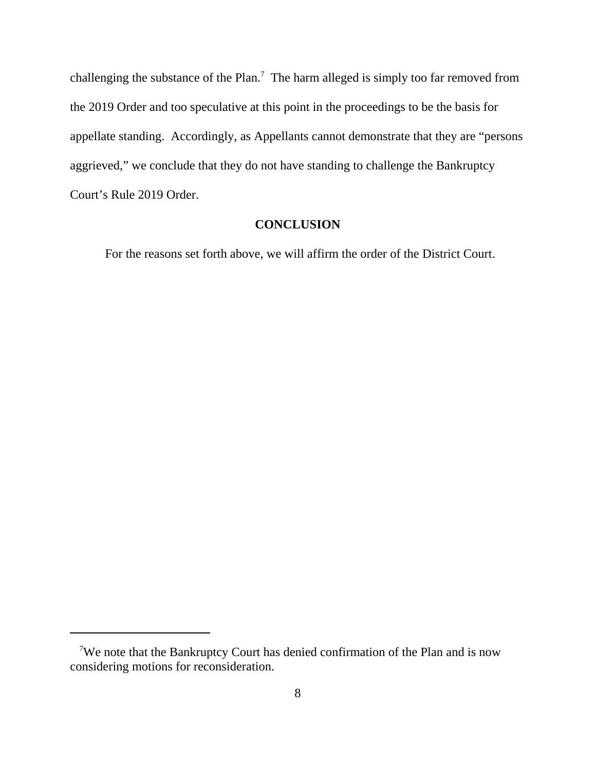challenging the substance of the Plan.[7] The harm alleged is simply too far removed from the 2019 Order and too speculative at this point in the proceedings to be the basis for appellate standing. Accordingly, as Appellants cannot demonstrate that they are "persons aggrieved," we conclude that they do not have standing to challenge the Bankruptcy Court's Rule 2019 Order.

## CONCLUSION

For the reasons set forth above, we will affirm the order of the District Court.

[7] We note that the Bankruptcy Court has denied confirmation of the Plan and is now considering motions for reconsideration.